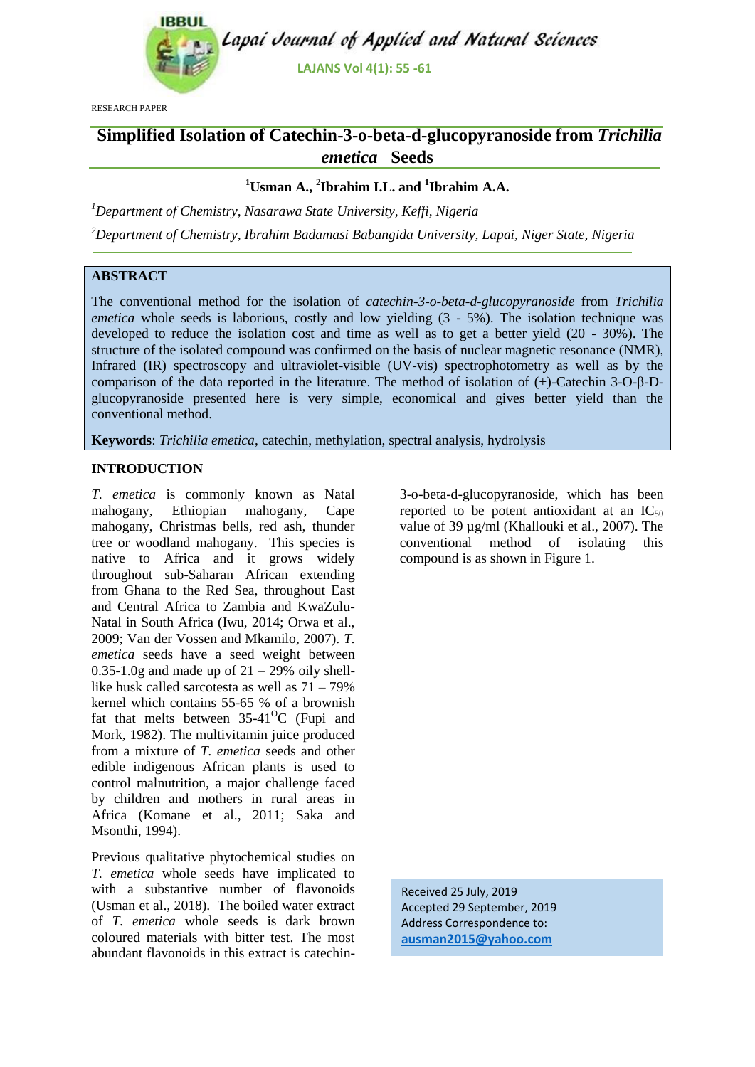RESEARCH PAPER

# Simplified Isolation of Catechin-3-o-beta-d-glucopyranoside from *Trichilia emetica* Seeds

**[1]Usman A., [2]Ibrahim I.L. and [1]Ibrahim A.A.**

*[1]Department of Chemistry, Nasarawa State University, Keffi, Nigeria*

*[2]Department of Chemistry, Ibrahim Badamasi Babangida University, Lapai, Niger State, Nigeria*

## ABSTRACT

The conventional method for the isolation of *catechin-3-o-beta-d-glucopyranoside* from *Trichilia emetica* whole seeds is laborious, costly and low yielding (3 - 5%). The isolation technique was developed to reduce the isolation cost and time as well as to get a better yield (20 - 30%). The structure of the isolated compound was confirmed on the basis of nuclear magnetic resonance (NMR), Infrared (IR) spectroscopy and ultraviolet-visible (UV-vis) spectrophotometry as well as by the comparison of the data reported in the literature. The method of isolation of (+)-Catechin 3-O-β-D-glucopyranoside presented here is very simple, economical and gives better yield than the conventional method.

**Keywords**: *Trichilia emetica*, catechin, methylation, spectral analysis, hydrolysis

## INTRODUCTION

*T. emetica* is commonly known as Natal mahogany, Ethiopian mahogany, Cape mahogany, Christmas bells, red ash, thunder tree or woodland mahogany. This species is native to Africa and it grows widely throughout sub-Saharan African extending from Ghana to the Red Sea, throughout East and Central Africa to Zambia and KwaZulu-Natal in South Africa (Iwu, 2014; Orwa et al., 2009; Van der Vossen and Mkamilo, 2007). *T. emetica* seeds have a seed weight between 0.35-1.0g and made up of 21 – 29% oily shell-like husk called sarcotesta as well as 71 – 79% kernel which contains 55-65 % of a brownish fat that melts between 35-41$^{O}$C (Fupi and Mork, 1982). The multivitamin juice produced from a mixture of *T. emetica* seeds and other edible indigenous African plants is used to control malnutrition, a major challenge faced by children and mothers in rural areas in Africa (Komane et al., 2011; Saka and Msonthi, 1994).

Previous qualitative phytochemical studies on *T. emetica* whole seeds have implicated to with a substantive number of flavonoids (Usman et al., 2018). The boiled water extract of *T. emetica* whole seeds is dark brown coloured materials with bitter test. The most abundant flavonoids in this extract is catechin-3-o-beta-d-glucopyranoside, which has been reported to be potent antioxidant at an $IC_{50}$ value of 39 µg/ml (Khallouki et al., 2007). The conventional method of isolating this compound is as shown in Figure 1.

Received 25 July, 2019
Accepted 29 September, 2019
Address Correspondence to:
ausman2015@yahoo.com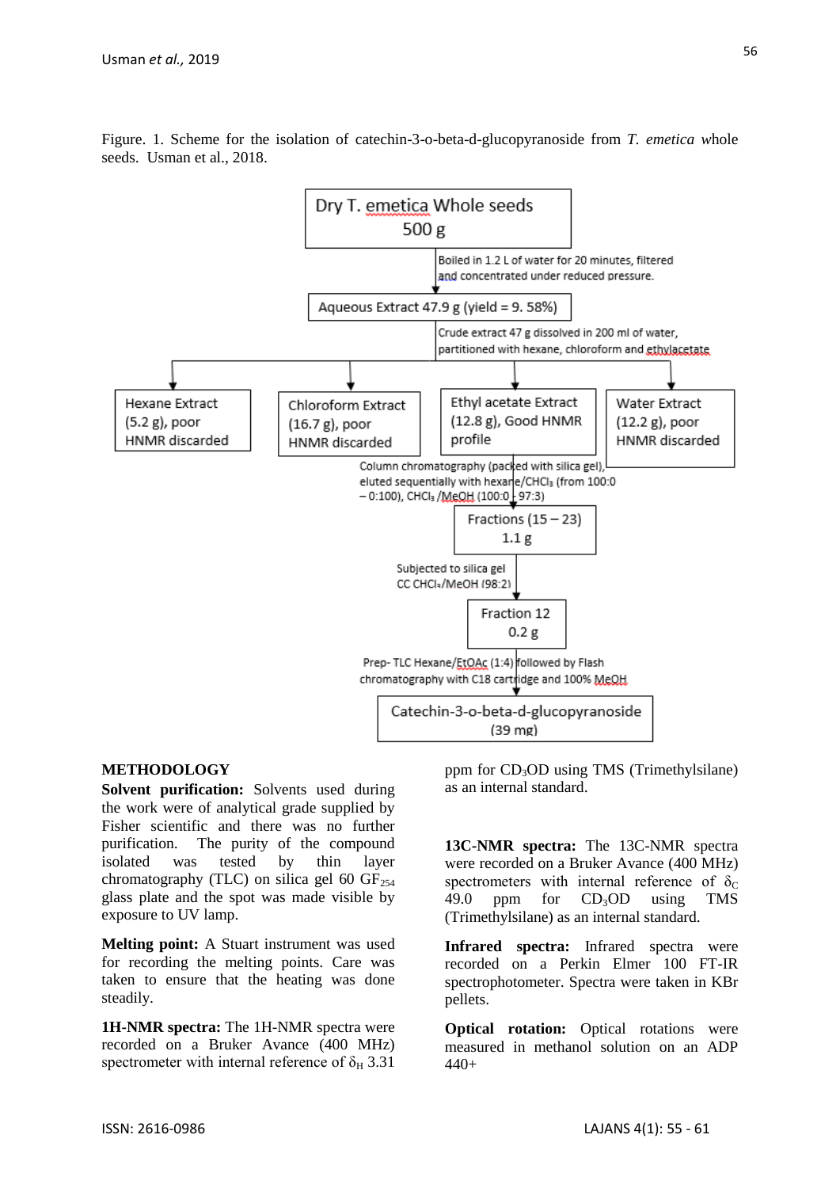Figure. 1. Scheme for the isolation of catechin-3-o-beta-d-glucopyranoside from *T. emetica* whole seeds. Usman et al., 2018.

Dry T. emetica Whole seeds
500 g

↓ Boiled in 1.2 L of water for 20 minutes, filtered and concentrated under reduced pressure.

Aqueous Extract 47.9 g (yield = 9. 58%)

↓ Crude extract 47 g dissolved in 200 ml of water, partitioned with hexane, chloroform and ethylacetate

- Hexane Extract (5.2 g), poor HNMR discarded
- Chloroform Extract (16.7 g), poor HNMR discarded
- Ethyl acetate Extract (12.8 g), Good HNMR profile
- Water Extract (12.2 g), poor HNMR discarded

↓ Column chromatography (packed with silica gel), eluted sequentially with hexane/$CHCl_3$ (from 100:0 – 0:100), $CHCl_3$ /MeOH (100:0 - 97:3)

Fractions (15 – 23)
1.1 g

↓ Subjected to silica gel CC $CHCl_3$/MeOH (98:2)

Fraction 12
0.2 g

↓ Prep- TLC Hexane/EtOAc (1:4) followed by Flash chromatography with C18 cartridge and 100% MeOH

Catechin-3-o-beta-d-glucopyranoside
(39 mg)

## METHODOLOGY

**Solvent purification:** Solvents used during the work were of analytical grade supplied by Fisher scientific and there was no further purification. The purity of the compound isolated was tested by thin layer chromatography (TLC) on silica gel 60 $GF_{254}$ glass plate and the spot was made visible by exposure to UV lamp.

**Melting point:** A Stuart instrument was used for recording the melting points. Care was taken to ensure that the heating was done steadily.

**1H-NMR spectra:** The 1H-NMR spectra were recorded on a Bruker Avance (400 MHz) spectrometer with internal reference of $\delta_H$ 3.31 ppm for $CD_3OD$ using TMS (Trimethylsilane) as an internal standard.

**13C-NMR spectra:** The 13C-NMR spectra were recorded on a Bruker Avance (400 MHz) spectrometers with internal reference of $\delta_C$ 49.0 ppm for $CD_3OD$ using TMS (Trimethylsilane) as an internal standard.

**Infrared spectra:** Infrared spectra were recorded on a Perkin Elmer 100 FT-IR spectrophotometer. Spectra were taken in KBr pellets.

**Optical rotation:** Optical rotations were measured in methanol solution on an ADP 440+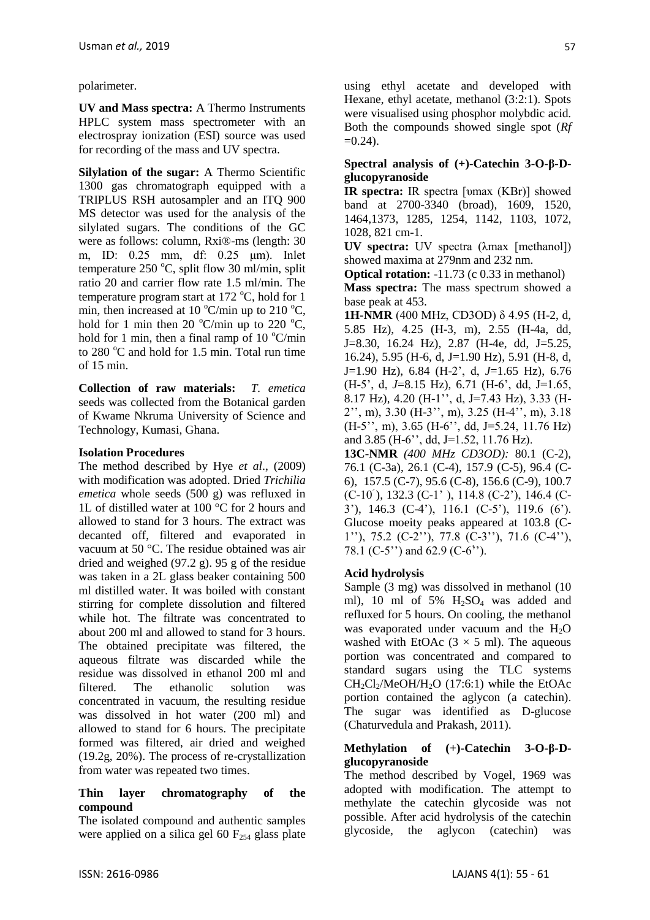polarimeter.

**UV and Mass spectra:** A Thermo Instruments HPLC system mass spectrometer with an electrospray ionization (ESI) source was used for recording of the mass and UV spectra.

**Silylation of the sugar:** A Thermo Scientific 1300 gas chromatograph equipped with a TRIPLUS RSH autosampler and an ITQ 900 MS detector was used for the analysis of the silylated sugars. The conditions of the GC were as follows: column, Rxi®-ms (length: 30 m, ID: 0.25 mm, df: 0.25 μm). Inlet temperature 250 °C, split flow 30 ml/min, split ratio 20 and carrier flow rate 1.5 ml/min. The temperature program start at 172 °C, hold for 1 min, then increased at 10 °C/min up to 210 °C, hold for 1 min then 20 °C/min up to 220 °C, hold for 1 min, then a final ramp of 10 °C/min to 280 °C and hold for 1.5 min. Total run time of 15 min.

**Collection of raw materials:** *T. emetica* seeds was collected from the Botanical garden of Kwame Nkruma University of Science and Technology, Kumasi, Ghana.

**Isolation Procedures**

The method described by Hye *et al*., (2009) with modification was adopted. Dried *Trichilia emetica* whole seeds (500 g) was refluxed in 1L of distilled water at 100 °C for 2 hours and allowed to stand for 3 hours. The extract was decanted off, filtered and evaporated in vacuum at 50 °C. The residue obtained was air dried and weighed (97.2 g). 95 g of the residue was taken in a 2L glass beaker containing 500 ml distilled water. It was boiled with constant stirring for complete dissolution and filtered while hot. The filtrate was concentrated to about 200 ml and allowed to stand for 3 hours. The obtained precipitate was filtered, the aqueous filtrate was discarded while the residue was dissolved in ethanol 200 ml and filtered. The ethanolic solution was concentrated in vacuum, the resulting residue was dissolved in hot water (200 ml) and allowed to stand for 6 hours. The precipitate formed was filtered, air dried and weighed (19.2g, 20%). The process of re-crystallization from water was repeated two times.

**Thin layer chromatography of the compound**

The isolated compound and authentic samples were applied on a silica gel 60 $F_{254}$ glass plate using ethyl acetate and developed with Hexane, ethyl acetate, methanol (3:2:1). Spots were visualised using phosphor molybdic acid. Both the compounds showed single spot (*Rf* =0.24).

**Spectral analysis of (+)-Catechin 3-O-β-D-glucopyranoside**

**IR spectra:** IR spectra [υmax (KBr)] showed band at 2700-3340 (broad), 1609, 1520, 1464,1373, 1285, 1254, 1142, 1103, 1072, 1028, 821 cm-1.

**UV spectra:** UV spectra (λmax [methanol]) showed maxima at 279nm and 232 nm.

**Optical rotation:** -11.73 (c 0.33 in methanol)

**Mass spectra:** The mass spectrum showed a base peak at 453.

**1H-NMR** (400 MHz, CD3OD) δ 4.95 (H-2, d, 5.85 Hz), 4.25 (H-3, m), 2.55 (H-4a, dd, J=8.30, 16.24 Hz), 2.87 (H-4e, dd, J=5.25, 16.24), 5.95 (H-6, d, J=1.90 Hz), 5.91 (H-8, d, J=1.90 Hz), 6.84 (H-2', d, *J*=1.65 Hz), 6.76 (H-5', d, *J*=8.15 Hz), 6.71 (H-6', dd, J=1.65, 8.17 Hz), 4.20 (H-1'', d, J=7.43 Hz), 3.33 (H-2'', m), 3.30 (H-3'', m), 3.25 (H-4'', m), 3.18 (H-5'', m), 3.65 (H-6'', dd, J=5.24, 11.76 Hz) and 3.85 (H-6'', dd, J=1.52, 11.76 Hz).

**13C-NMR** *(400 MHz CD3OD):* 80.1 (C-2), 76.1 (C-3a), 26.1 (C-4), 157.9 (C-5), 96.4 (C-6), 157.5 (C-7), 95.6 (C-8), 156.6 (C-9), 100.7 (C-10'), 132.3 (C-1'), 114.8 (C-2'), 146.4 (C-3'), 146.3 (C-4'), 116.1 (C-5'), 119.6 (6'). Glucose moeity peaks appeared at 103.8 (C-1''), 75.2 (C-2''), 77.8 (C-3''), 71.6 (C-4''), 78.1 (C-5'') and 62.9 (C-6'').

**Acid hydrolysis**

Sample (3 mg) was dissolved in methanol (10 ml), 10 ml of 5% $H_2SO_4$ was added and refluxed for 5 hours. On cooling, the methanol was evaporated under vacuum and the $H_2O$ washed with EtOAc ($3 \times 5$ ml). The aqueous portion was concentrated and compared to standard sugars using the TLC systems $CH_2Cl_2$/MeOH/$H_2O$ (17:6:1) while the EtOAc portion contained the aglycon (a catechin). The sugar was identified as D-glucose (Chaturvedula and Prakash, 2011).

**Methylation of (+)-Catechin 3-O-β-D-glucopyranoside**

The method described by Vogel, 1969 was adopted with modification. The attempt to methylate the catechin glycoside was not possible. After acid hydrolysis of the catechin glycoside, the aglycon (catechin) was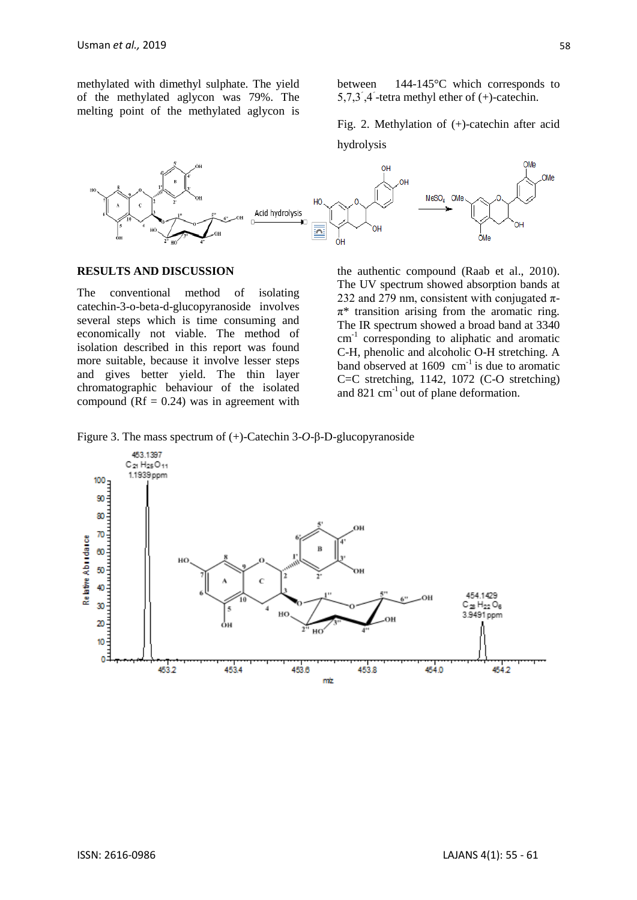methylated with dimethyl sulphate. The yield of the methylated aglycon was 79%. The melting point of the methylated aglycon is between 144-145°C which corresponds to 5,7,3´,4´-tetra methyl ether of (+)-catechin.

Fig. 2. Methylation of (+)-catechin after acid hydrolysis

## RESULTS AND DISCUSSION

The conventional method of isolating catechin-3-o-beta-d-glucopyranoside involves several steps which is time consuming and economically not viable. The method of isolation described in this report was found more suitable, because it involve lesser steps and gives better yield. The thin layer chromatographic behaviour of the isolated compound (Rf = 0.24) was in agreement with the authentic compound (Raab et al., 2010). The UV spectrum showed absorption bands at 232 and 279 nm, consistent with conjugated π-π* transition arising from the aromatic ring. The IR spectrum showed a broad band at 3340 $cm^{-1}$ corresponding to aliphatic and aromatic C-H, phenolic and alcoholic O-H stretching. A band observed at 1609 $cm^{-1}$ is due to aromatic C=C stretching, 1142, 1072 (C-O stretching) and 821 $cm^{-1}$ out of plane deformation.

Figure 3. The mass spectrum of (+)-Catechin 3-*O*-β-D-glucopyranoside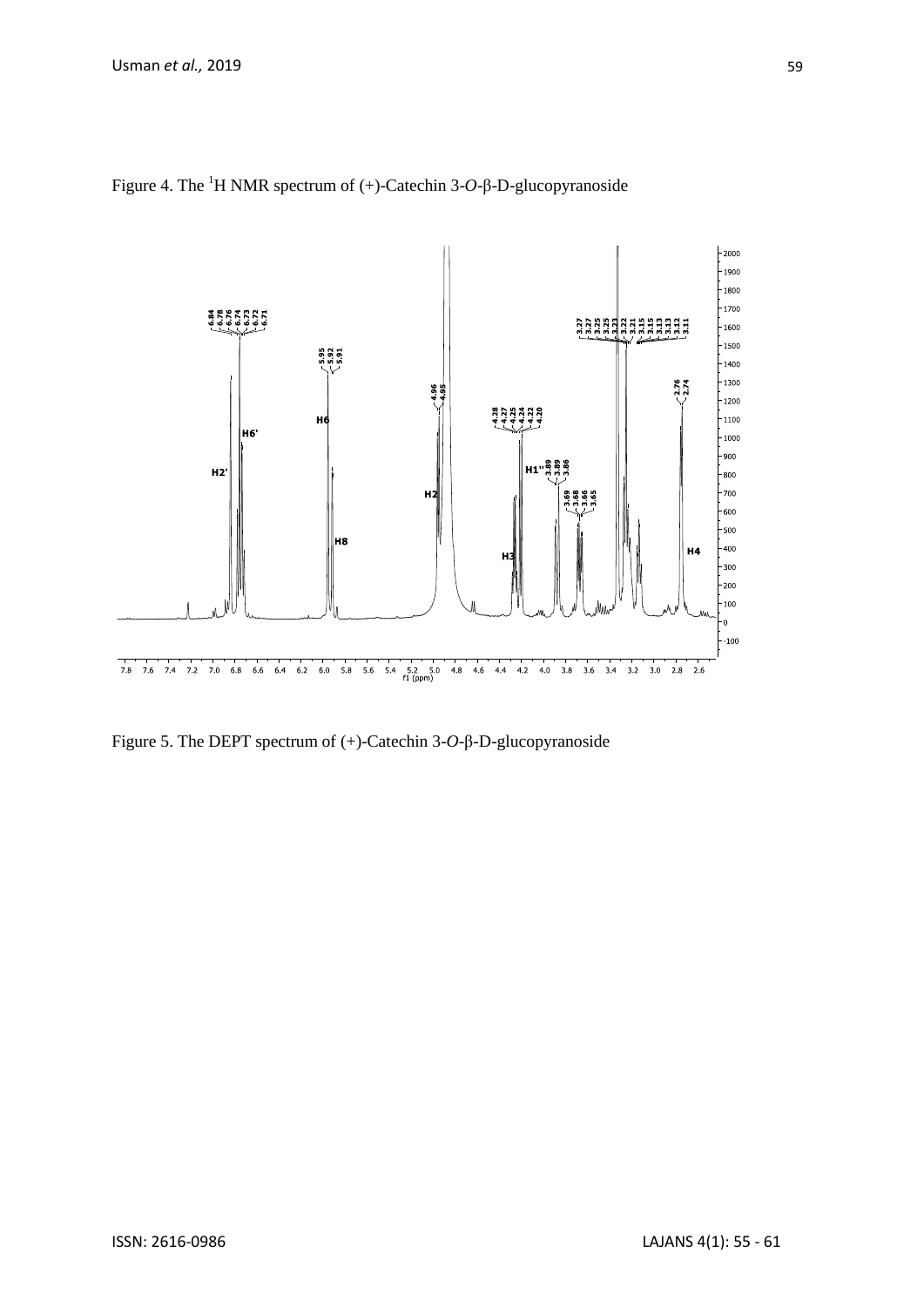Figure 4. The $^{1}$H NMR spectrum of (+)-Catechin 3-*O*-β-D-glucopyranoside

Figure 5. The DEPT spectrum of (+)-Catechin 3-*O*-β-D-glucopyranoside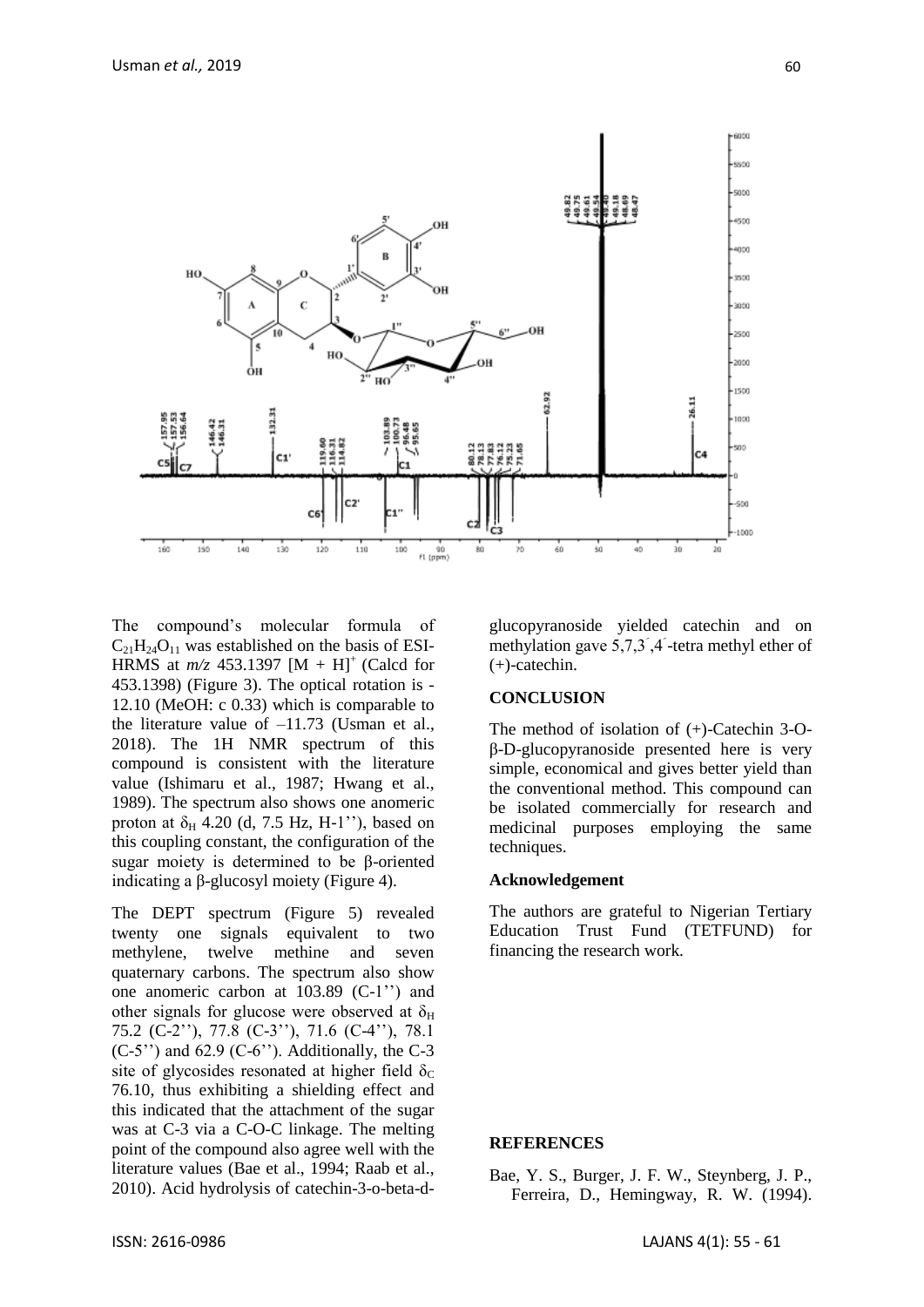The compound's molecular formula of $C_{21}H_{24}O_{11}$ was established on the basis of ESI-HRMS at *m/z* 453.1397 $[M + H]^+$ (Calcd for 453.1398) (Figure 3). The optical rotation is -12.10 (MeOH: c 0.33) which is comparable to the literature value of –11.73 (Usman et al., 2018). The 1H NMR spectrum of this compound is consistent with the literature value (Ishimaru et al., 1987; Hwang et al., 1989). The spectrum also shows one anomeric proton at $\delta_H$ 4.20 (d, 7.5 Hz, H-1''), based on this coupling constant, the configuration of the sugar moiety is determined to be β-oriented indicating a β-glucosyl moiety (Figure 4).

The DEPT spectrum (Figure 5) revealed twenty one signals equivalent to two methylene, twelve methine and seven quaternary carbons. The spectrum also show one anomeric carbon at 103.89 (C-1'') and other signals for glucose were observed at $\delta_H$ 75.2 (C-2''), 77.8 (C-3''), 71.6 (C-4''), 78.1 (C-5'') and 62.9 (C-6''). Additionally, the C-3 site of glycosides resonated at higher field $\delta_C$ 76.10, thus exhibiting a shielding effect and this indicated that the attachment of the sugar was at C-3 via a C-O-C linkage. The melting point of the compound also agree well with the literature values (Bae et al., 1994; Raab et al., 2010). Acid hydrolysis of catechin-3-o-beta-d-glucopyranoside yielded catechin and on methylation gave 5,7,3´,4´-tetra methyl ether of (+)-catechin.

## CONCLUSION

The method of isolation of (+)-Catechin 3-O-β-D-glucopyranoside presented here is very simple, economical and gives better yield than the conventional method. This compound can be isolated commercially for research and medicinal purposes employing the same techniques.

### Acknowledgement

The authors are grateful to Nigerian Tertiary Education Trust Fund (TETFUND) for financing the research work.

## REFERENCES

Bae, Y. S., Burger, J. F. W., Steynberg, J. P., Ferreira, D., Hemingway, R. W. (1994).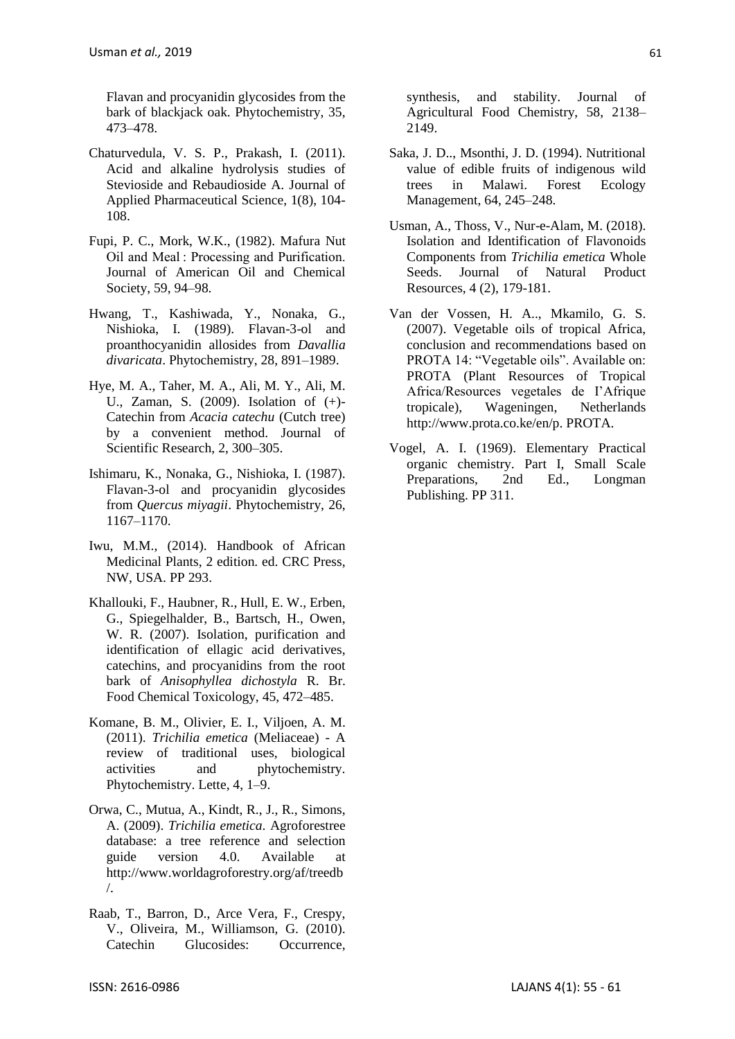Flavan and procyanidin glycosides from the bark of blackjack oak. Phytochemistry, 35, 473–478.

Chaturvedula, V. S. P., Prakash, I. (2011). Acid and alkaline hydrolysis studies of Stevioside and Rebaudioside A. Journal of Applied Pharmaceutical Science, 1(8), 104-108.

Fupi, P. C., Mork, W.K., (1982). Mafura Nut Oil and Meal : Processing and Purification. Journal of American Oil and Chemical Society, 59, 94–98.

Hwang, T., Kashiwada, Y., Nonaka, G., Nishioka, I. (1989). Flavan-3-ol and proanthocyanidin allosides from *Davallia divaricata*. Phytochemistry, 28, 891–1989.

Hye, M. A., Taher, M. A., Ali, M. Y., Ali, M. U., Zaman, S. (2009). Isolation of (+)-Catechin from *Acacia catechu* (Cutch tree) by a convenient method. Journal of Scientific Research, 2, 300–305.

Ishimaru, K., Nonaka, G., Nishioka, I. (1987). Flavan-3-ol and procyanidin glycosides from *Quercus miyagii*. Phytochemistry, 26, 1167–1170.

Iwu, M.M., (2014). Handbook of African Medicinal Plants, 2 edition. ed. CRC Press, NW, USA. PP 293.

Khallouki, F., Haubner, R., Hull, E. W., Erben, G., Spiegelhalder, B., Bartsch, H., Owen, W. R. (2007). Isolation, purification and identification of ellagic acid derivatives, catechins, and procyanidins from the root bark of *Anisophyllea dichostyla* R. Br. Food Chemical Toxicology, 45, 472–485.

Komane, B. M., Olivier, E. I., Viljoen, A. M. (2011). *Trichilia emetica* (Meliaceae) - A review of traditional uses, biological activities and phytochemistry. Phytochemistry. Lette, 4, 1–9.

Orwa, C., Mutua, A., Kindt, R., J., R., Simons, A. (2009). *Trichilia emetica*. Agroforestree database: a tree reference and selection guide version 4.0. Available at http://www.worldagroforestry.org/af/treedb/.

Raab, T., Barron, D., Arce Vera, F., Crespy, V., Oliveira, M., Williamson, G. (2010). Catechin Glucosides: Occurrence, synthesis, and stability. Journal of Agricultural Food Chemistry, 58, 2138–2149.

Saka, J. D.., Msonthi, J. D. (1994). Nutritional value of edible fruits of indigenous wild trees in Malawi. Forest Ecology Management, 64, 245–248.

Usman, A., Thoss, V., Nur-e-Alam, M. (2018). Isolation and Identification of Flavonoids Components from *Trichilia emetica* Whole Seeds. Journal of Natural Product Resources, 4 (2), 179-181.

Van der Vossen, H. A.., Mkamilo, G. S. (2007). Vegetable oils of tropical Africa, conclusion and recommendations based on PROTA 14: "Vegetable oils". Available on: PROTA (Plant Resources of Tropical Africa/Resources vegetales de I'Afrique tropicale), Wageningen, Netherlands http://www.prota.co.ke/en/p. PROTA.

Vogel, A. I. (1969). Elementary Practical organic chemistry. Part I, Small Scale Preparations, 2nd Ed., Longman Publishing. PP 311.